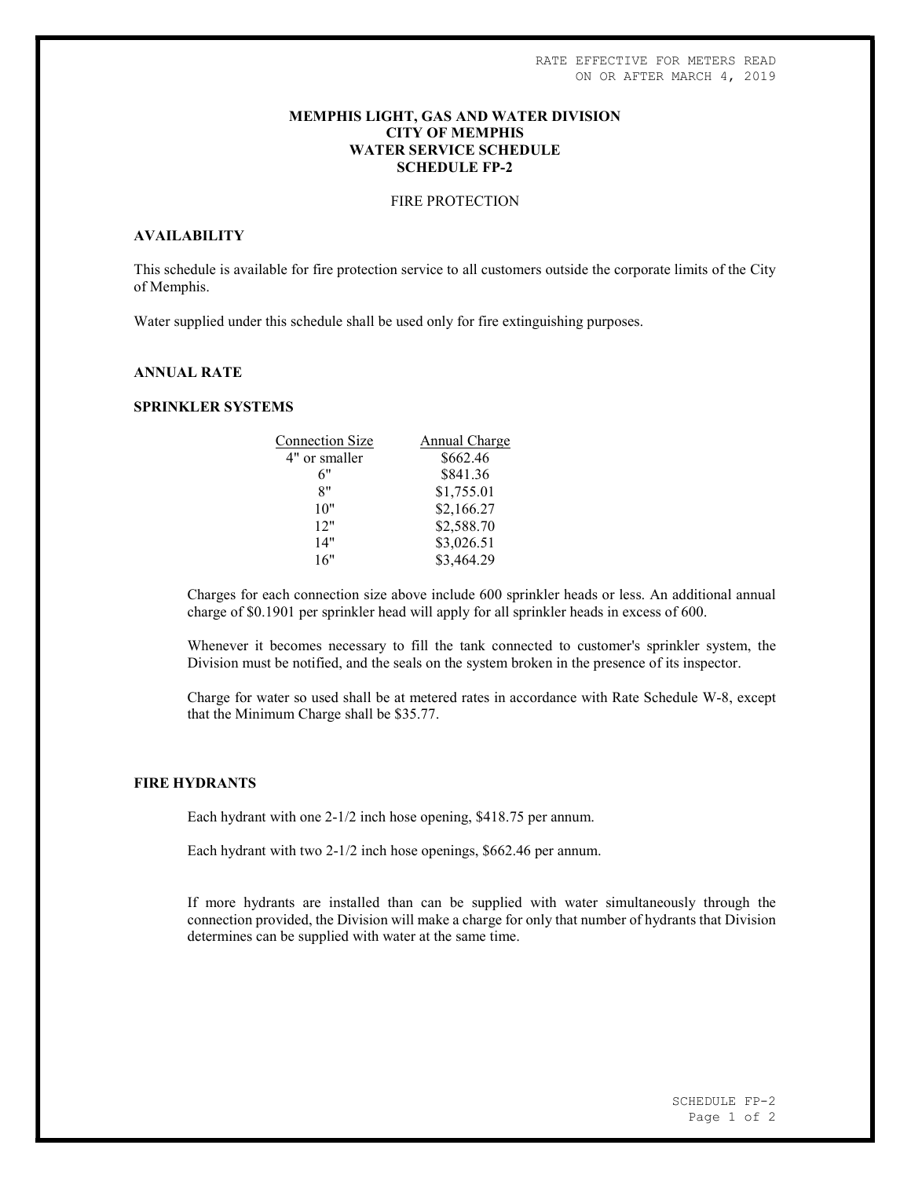RATE EFFECTIVE FOR METERS READ ON OR AFTER MARCH 4, 2019

# MEMPHIS LIGHT, GAS AND WATER DIVISION
# CITY OF MEMPHIS
# WATER SERVICE SCHEDULE
# SCHEDULE FP-2

FIRE PROTECTION

## AVAILABILITY

This schedule is available for fire protection service to all customers outside the corporate limits of the City of Memphis.

Water supplied under this schedule shall be used only for fire extinguishing purposes.

## ANNUAL RATE

## SPRINKLER SYSTEMS

| Connection Size | Annual Charge |
|---|---|
| 4" or smaller | $662.46 |
| 6" | $841.36 |
| 8" | $1,755.01 |
| 10" | $2,166.27 |
| 12" | $2,588.70 |
| 14" | $3,026.51 |
| 16" | $3,464.29 |

Charges for each connection size above include 600 sprinkler heads or less. An additional annual charge of $0.1901 per sprinkler head will apply for all sprinkler heads in excess of 600.

Whenever it becomes necessary to fill the tank connected to customer's sprinkler system, the Division must be notified, and the seals on the system broken in the presence of its inspector.

Charge for water so used shall be at metered rates in accordance with Rate Schedule W-8, except that the Minimum Charge shall be $35.77.

## FIRE HYDRANTS

Each hydrant with one 2-1/2 inch hose opening, $418.75 per annum.

Each hydrant with two 2-1/2 inch hose openings, $662.46 per annum.

If more hydrants are installed than can be supplied with water simultaneously through the connection provided, the Division will make a charge for only that number of hydrants that Division determines can be supplied with water at the same time.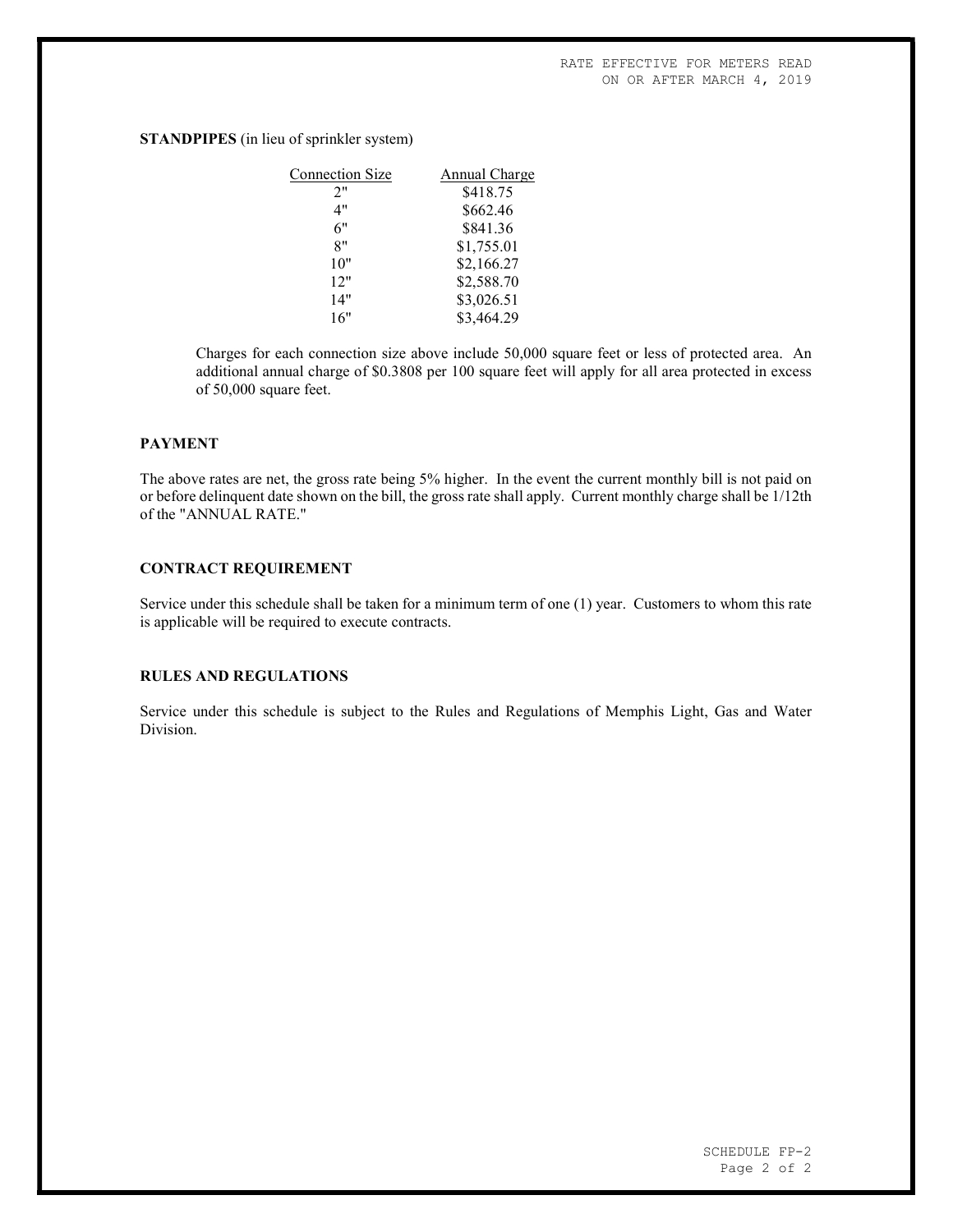RATE EFFECTIVE FOR METERS READ ON OR AFTER MARCH 4, 2019

**STANDPIPES** (in lieu of sprinkler system)

| Connection Size | Annual Charge |
|---|---|
| 2" | $418.75 |
| 4" | $662.46 |
| 6" | $841.36 |
| 8" | $1,755.01 |
| 10" | $2,166.27 |
| 12" | $2,588.70 |
| 14" | $3,026.51 |
| 16" | $3,464.29 |

Charges for each connection size above include 50,000 square feet or less of protected area. An additional annual charge of $0.3808 per 100 square feet will apply for all area protected in excess of 50,000 square feet.

## PAYMENT

The above rates are net, the gross rate being 5% higher. In the event the current monthly bill is not paid on or before delinquent date shown on the bill, the gross rate shall apply. Current monthly charge shall be 1/12th of the "ANNUAL RATE."

## CONTRACT REQUIREMENT

Service under this schedule shall be taken for a minimum term of one (1) year. Customers to whom this rate is applicable will be required to execute contracts.

## RULES AND REGULATIONS

Service under this schedule is subject to the Rules and Regulations of Memphis Light, Gas and Water Division.

SCHEDULE FP-2